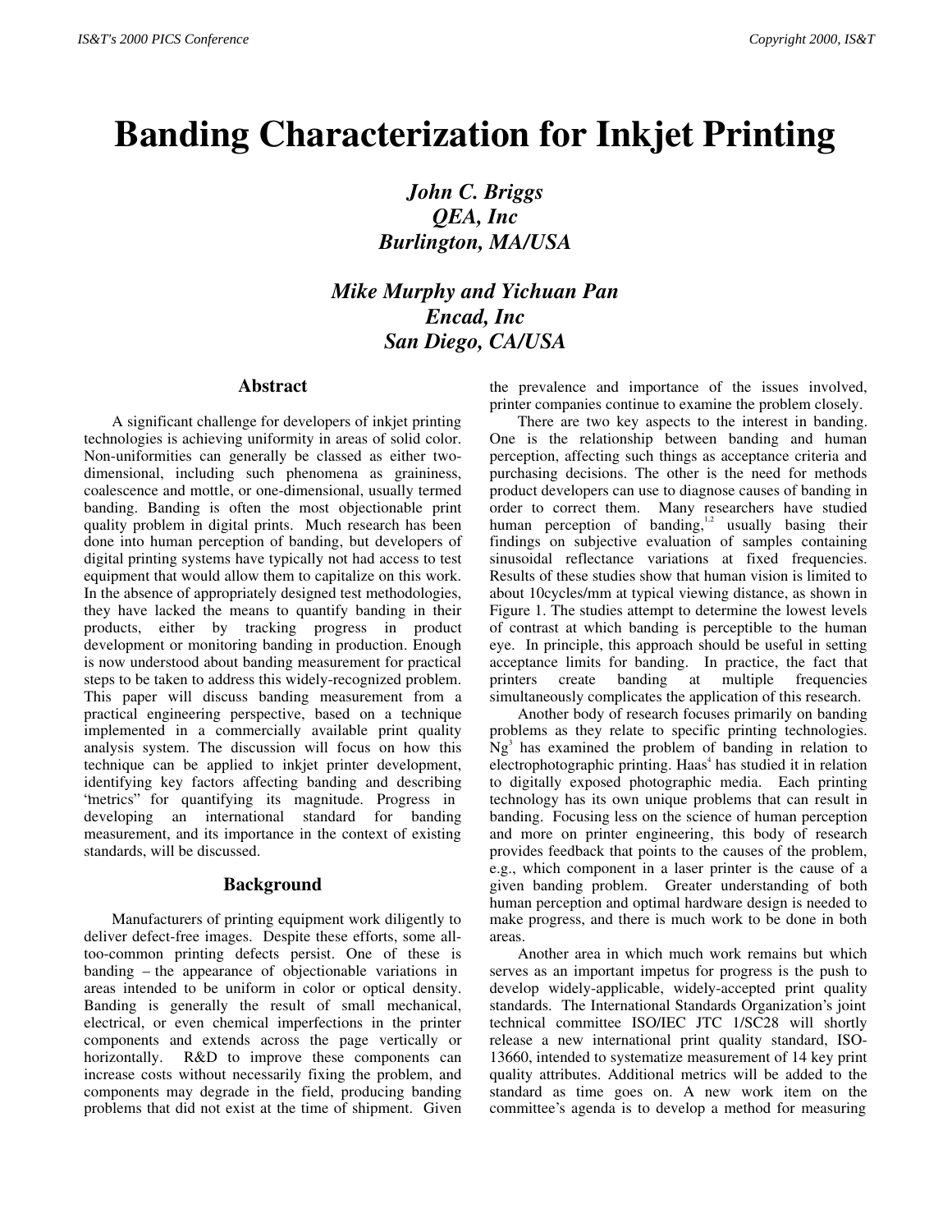# Banding Characterization for Inkjet Printing

***John C. Briggs***
***QEA, Inc***
***Burlington, MA/USA***

***Mike Murphy and Yichuan Pan***
***Encad, Inc***
***San Diego, CA/USA***

## Abstract

A significant challenge for developers of inkjet printing technologies is achieving uniformity in areas of solid color. Non-uniformities can generally be classed as either two-dimensional, including such phenomena as graininess, coalescence and mottle, or one-dimensional, usually termed banding. Banding is often the most objectionable print quality problem in digital prints. Much research has been done into human perception of banding, but developers of digital printing systems have typically not had access to test equipment that would allow them to capitalize on this work. In the absence of appropriately designed test methodologies, they have lacked the means to quantify banding in their products, either by tracking progress in product development or monitoring banding in production. Enough is now understood about banding measurement for practical steps to be taken to address this widely-recognized problem. This paper will discuss banding measurement from a practical engineering perspective, based on a technique implemented in a commercially available print quality analysis system. The discussion will focus on how this technique can be applied to inkjet printer development, identifying key factors affecting banding and describing "metrics" for quantifying its magnitude. Progress in developing an international standard for banding measurement, and its importance in the context of existing standards, will be discussed.

## Background

Manufacturers of printing equipment work diligently to deliver defect-free images. Despite these efforts, some all-too-common printing defects persist. One of these is banding – the appearance of objectionable variations in areas intended to be uniform in color or optical density. Banding is generally the result of small mechanical, electrical, or even chemical imperfections in the printer components and extends across the page vertically or horizontally. R&D to improve these components can increase costs without necessarily fixing the problem, and components may degrade in the field, producing banding problems that did not exist at the time of shipment. Given the prevalence and importance of the issues involved, printer companies continue to examine the problem closely.

There are two key aspects to the interest in banding. One is the relationship between banding and human perception, affecting such things as acceptance criteria and purchasing decisions. The other is the need for methods product developers can use to diagnose causes of banding in order to correct them. Many researchers have studied human perception of banding,[1,2] usually basing their findings on subjective evaluation of samples containing sinusoidal reflectance variations at fixed frequencies. Results of these studies show that human vision is limited to about 10cycles/mm at typical viewing distance, as shown in Figure 1. The studies attempt to determine the lowest levels of contrast at which banding is perceptible to the human eye. In principle, this approach should be useful in setting acceptance limits for banding. In practice, the fact that printers create banding at multiple frequencies simultaneously complicates the application of this research.

Another body of research focuses primarily on banding problems as they relate to specific printing technologies. Ng[3] has examined the problem of banding in relation to electrophotographic printing. Haas[4] has studied it in relation to digitally exposed photographic media. Each printing technology has its own unique problems that can result in banding. Focusing less on the science of human perception and more on printer engineering, this body of research provides feedback that points to the causes of the problem, e.g., which component in a laser printer is the cause of a given banding problem. Greater understanding of both human perception and optimal hardware design is needed to make progress, and there is much work to be done in both areas.

Another area in which much work remains but which serves as an important impetus for progress is the push to develop widely-applicable, widely-accepted print quality standards. The International Standards Organization's joint technical committee ISO/IEC JTC 1/SC28 will shortly release a new international print quality standard, ISO-13660, intended to systematize measurement of 14 key print quality attributes. Additional metrics will be added to the standard as time goes on. A new work item on the committee's agenda is to develop a method for measuring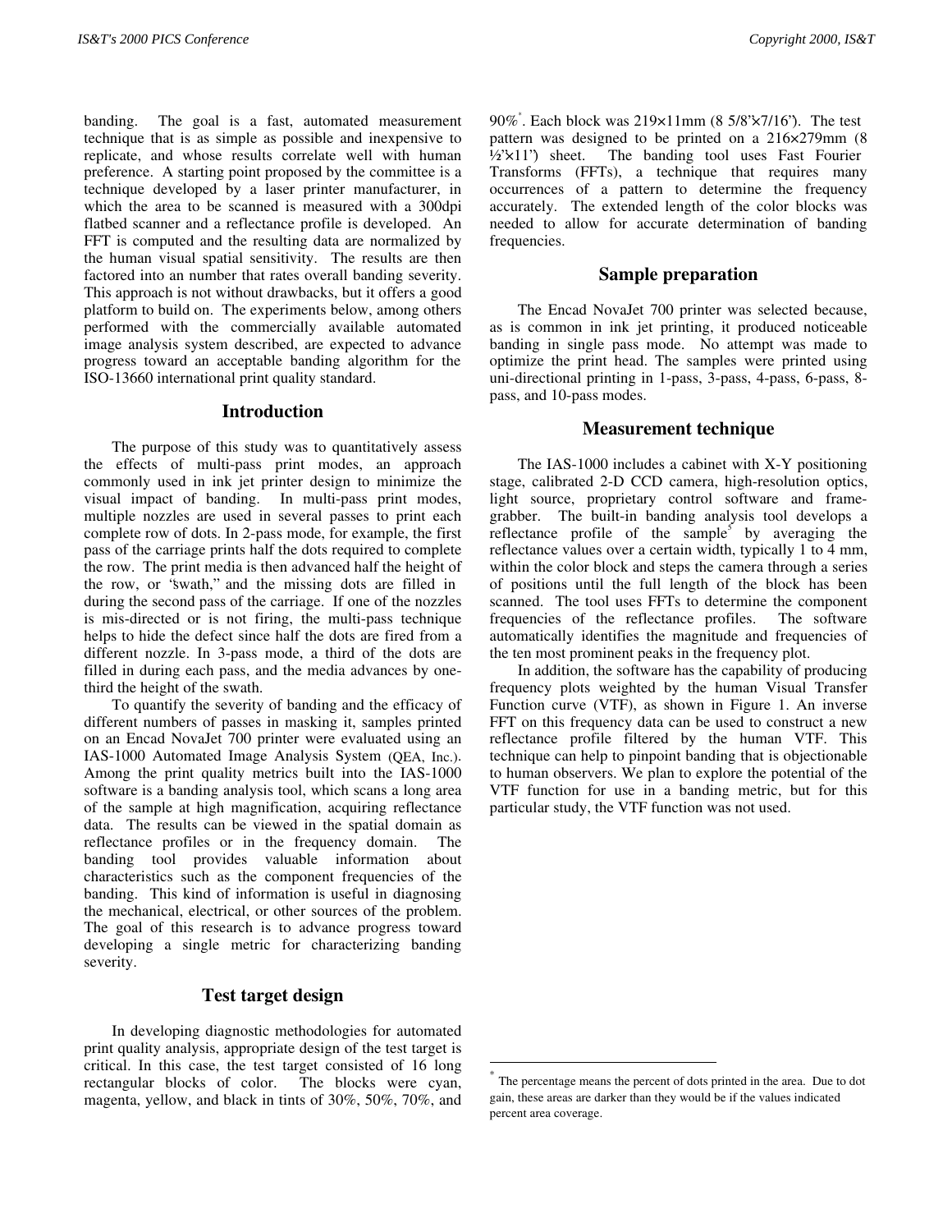banding. The goal is a fast, automated measurement technique that is as simple as possible and inexpensive to replicate, and whose results correlate well with human preference. A starting point proposed by the committee is a technique developed by a laser printer manufacturer, in which the area to be scanned is measured with a 300dpi flatbed scanner and a reflectance profile is developed. An FFT is computed and the resulting data are normalized by the human visual spatial sensitivity. The results are then factored into an number that rates overall banding severity. This approach is not without drawbacks, but it offers a good platform to build on. The experiments below, among others performed with the commercially available automated image analysis system described, are expected to advance progress toward an acceptable banding algorithm for the ISO-13660 international print quality standard.

## Introduction

The purpose of this study was to quantitatively assess the effects of multi-pass print modes, an approach commonly used in ink jet printer design to minimize the visual impact of banding. In multi-pass print modes, multiple nozzles are used in several passes to print each complete row of dots. In 2-pass mode, for example, the first pass of the carriage prints half the dots required to complete the row. The print media is then advanced half the height of the row, or "swath," and the missing dots are filled in during the second pass of the carriage. If one of the nozzles is mis-directed or is not firing, the multi-pass technique helps to hide the defect since half the dots are fired from a different nozzle. In 3-pass mode, a third of the dots are filled in during each pass, and the media advances by one-third the height of the swath.

To quantify the severity of banding and the efficacy of different numbers of passes in masking it, samples printed on an Encad NovaJet 700 printer were evaluated using an IAS-1000 Automated Image Analysis System (QEA, Inc.). Among the print quality metrics built into the IAS-1000 software is a banding analysis tool, which scans a long area of the sample at high magnification, acquiring reflectance data. The results can be viewed in the spatial domain as reflectance profiles or in the frequency domain. The banding tool provides valuable information about characteristics such as the component frequencies of the banding. This kind of information is useful in diagnosing the mechanical, electrical, or other sources of the problem. The goal of this research is to advance progress toward developing a single metric for characterizing banding severity.

## Test target design

In developing diagnostic methodologies for automated print quality analysis, appropriate design of the test target is critical. In this case, the test target consisted of 16 long rectangular blocks of color. The blocks were cyan, magenta, yellow, and black in tints of 30%, 50%, 70%, and 90%[*]. Each block was 219×11mm (8 5/8"×7/16"). The test pattern was designed to be printed on a 216×279mm (8 ½"×11") sheet. The banding tool uses Fast Fourier Transforms (FFTs), a technique that requires many occurrences of a pattern to determine the frequency accurately. The extended length of the color blocks was needed to allow for accurate determination of banding frequencies.

## Sample preparation

The Encad NovaJet 700 printer was selected because, as is common in ink jet printing, it produced noticeable banding in single pass mode. No attempt was made to optimize the print head. The samples were printed using uni-directional printing in 1-pass, 3-pass, 4-pass, 6-pass, 8-pass, and 10-pass modes.

## Measurement technique

The IAS-1000 includes a cabinet with X-Y positioning stage, calibrated 2-D CCD camera, high-resolution optics, light source, proprietary control software and frame-grabber. The built-in banding analysis tool develops a reflectance profile of the sample[5] by averaging the reflectance values over a certain width, typically 1 to 4 mm, within the color block and steps the camera through a series of positions until the full length of the block has been scanned. The tool uses FFTs to determine the component frequencies of the reflectance profiles. The software automatically identifies the magnitude and frequencies of the ten most prominent peaks in the frequency plot.

In addition, the software has the capability of producing frequency plots weighted by the human Visual Transfer Function curve (VTF), as shown in Figure 1. An inverse FFT on this frequency data can be used to construct a new reflectance profile filtered by the human VTF. This technique can help to pinpoint banding that is objectionable to human observers. We plan to explore the potential of the VTF function for use in a banding metric, but for this particular study, the VTF function was not used.

---

[*] The percentage means the percent of dots printed in the area. Due to dot gain, these areas are darker than they would be if the values indicated percent area coverage.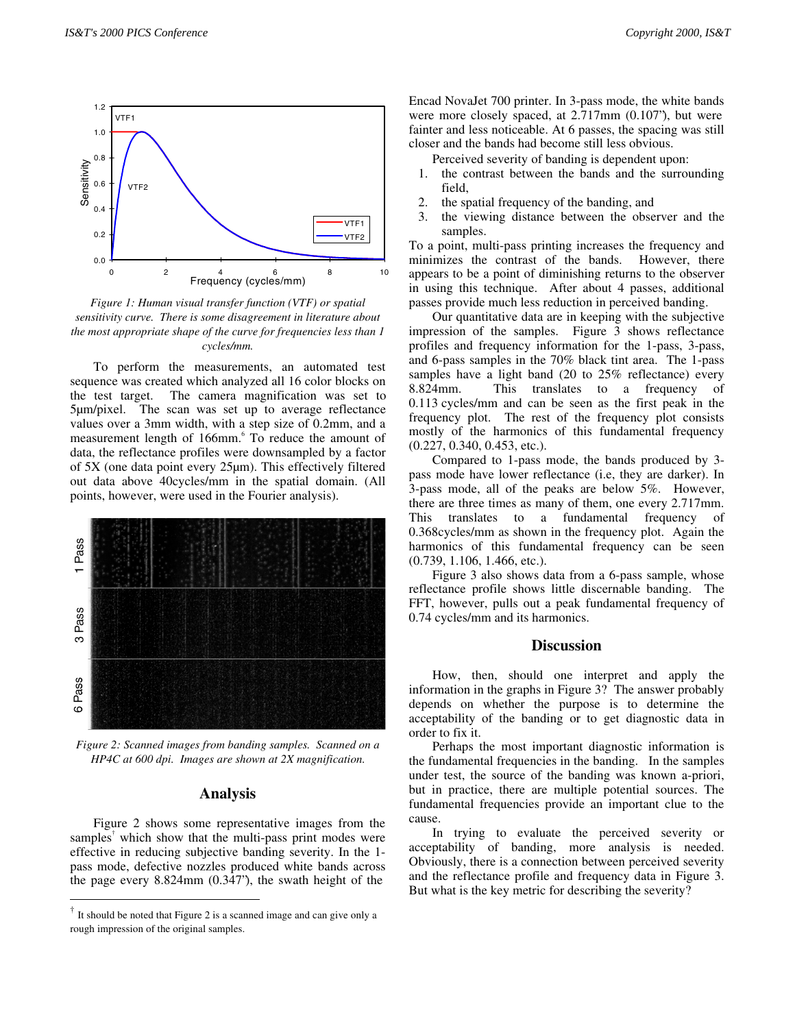*Figure 1: Human visual transfer function (VTF) or spatial sensitivity curve. There is some disagreement in literature about the most appropriate shape of the curve for frequencies less than 1 cycles/mm.*

To perform the measurements, an automated test sequence was created which analyzed all 16 color blocks on the test target. The camera magnification was set to 5µm/pixel. The scan was set up to average reflectance values over a 3mm width, with a step size of 0.2mm, and a measurement length of 166mm.[6] To reduce the amount of data, the reflectance profiles were downsampled by a factor of 5X (one data point every 25µm). This effectively filtered out data above 40cycles/mm in the spatial domain. (All points, however, were used in the Fourier analysis).

*Figure 2: Scanned images from banding samples. Scanned on a HP4C at 600 dpi. Images are shown at 2X magnification.*

## Analysis

Figure 2 shows some representative images from the samples[†] which show that the multi-pass print modes were effective in reducing subjective banding severity. In the 1-pass mode, defective nozzles produced white bands across the page every 8.824mm (0.347'), the swath height of the Encad NovaJet 700 printer. In 3-pass mode, the white bands were more closely spaced, at 2.717mm (0.107'), but were fainter and less noticeable. At 6 passes, the spacing was still closer and the bands had become still less obvious.

Perceived severity of banding is dependent upon:

1. the contrast between the bands and the surrounding field,
2. the spatial frequency of the banding, and
3. the viewing distance between the observer and the samples.

To a point, multi-pass printing increases the frequency and minimizes the contrast of the bands. However, there appears to be a point of diminishing returns to the observer in using this technique. After about 4 passes, additional passes provide much less reduction in perceived banding.

Our quantitative data are in keeping with the subjective impression of the samples. Figure 3 shows reflectance profiles and frequency information for the 1-pass, 3-pass, and 6-pass samples in the 70% black tint area. The 1-pass samples have a light band (20 to 25% reflectance) every 8.824mm. This translates to a frequency of 0.113 cycles/mm and can be seen as the first peak in the frequency plot. The rest of the frequency plot consists mostly of the harmonics of this fundamental frequency (0.227, 0.340, 0.453, etc.).

Compared to 1-pass mode, the bands produced by 3-pass mode have lower reflectance (i.e, they are darker). In 3-pass mode, all of the peaks are below 5%. However, there are three times as many of them, one every 2.717mm. This translates to a fundamental frequency of 0.368cycles/mm as shown in the frequency plot. Again the harmonics of this fundamental frequency can be seen (0.739, 1.106, 1.466, etc.).

Figure 3 also shows data from a 6-pass sample, whose reflectance profile shows little discernable banding. The FFT, however, pulls out a peak fundamental frequency of 0.74 cycles/mm and its harmonics.

## Discussion

How, then, should one interpret and apply the information in the graphs in Figure 3? The answer probably depends on whether the purpose is to determine the acceptability of the banding or to get diagnostic data in order to fix it.

Perhaps the most important diagnostic information is the fundamental frequencies in the banding. In the samples under test, the source of the banding was known a-priori, but in practice, there are multiple potential sources. The fundamental frequencies provide an important clue to the cause.

In trying to evaluate the perceived severity or acceptability of banding, more analysis is needed. Obviously, there is a connection between perceived severity and the reflectance profile and frequency data in Figure 3. But what is the key metric for describing the severity?

[†] It should be noted that Figure 2 is a scanned image and can give only a rough impression of the original samples.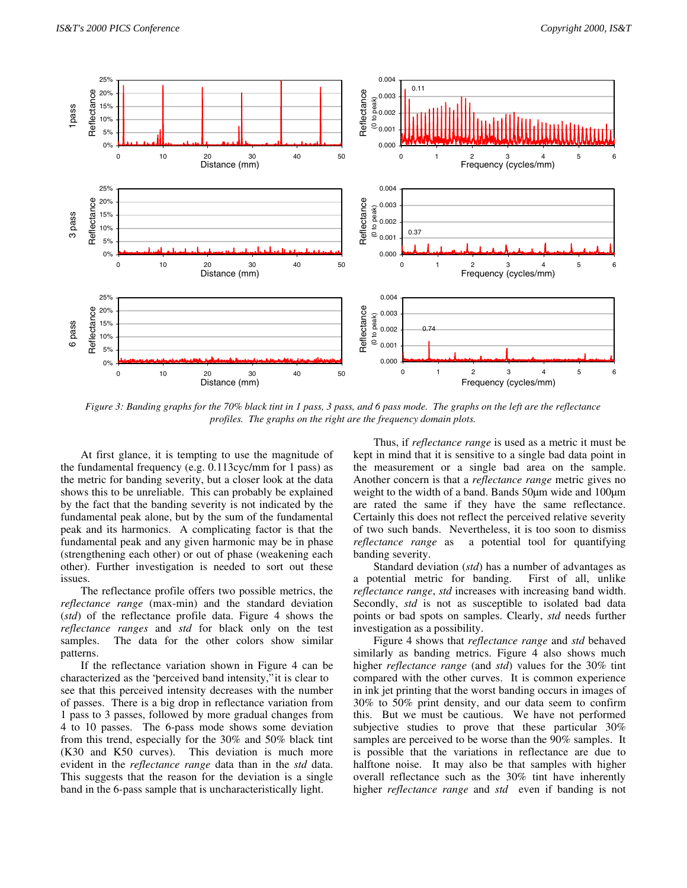Figure 3: Banding graphs for the 70% black tint in 1 pass, 3 pass, and 6 pass mode. The graphs on the left are the reflectance profiles. The graphs on the right are the frequency domain plots.

At first glance, it is tempting to use the magnitude of the fundamental frequency (e.g. 0.113cyc/mm for 1 pass) as the metric for banding severity, but a closer look at the data shows this to be unreliable. This can probably be explained by the fact that the banding severity is not indicated by the fundamental peak alone, but by the sum of the fundamental peak and its harmonics. A complicating factor is that the fundamental peak and any given harmonic may be in phase (strengthening each other) or out of phase (weakening each other). Further investigation is needed to sort out these issues.

The reflectance profile offers two possible metrics, the *reflectance range* (max-min) and the standard deviation (*std*) of the reflectance profile data. Figure 4 shows the *reflectance ranges* and *std* for black only on the test samples. The data for the other colors show similar patterns.

If the reflectance variation shown in Figure 4 can be characterized as the "perceived band intensity," it is clear to see that this perceived intensity decreases with the number of passes. There is a big drop in reflectance variation from 1 pass to 3 passes, followed by more gradual changes from 4 to 10 passes. The 6-pass mode shows some deviation from this trend, especially for the 30% and 50% black tint (K30 and K50 curves). This deviation is much more evident in the *reflectance range* data than in the *std* data. This suggests that the reason for the deviation is a single band in the 6-pass sample that is uncharacteristically light.

Thus, if *reflectance range* is used as a metric it must be kept in mind that it is sensitive to a single bad data point in the measurement or a single bad area on the sample. Another concern is that a *reflectance range* metric gives no weight to the width of a band. Bands 50µm wide and 100µm are rated the same if they have the same reflectance. Certainly this does not reflect the perceived relative severity of two such bands. Nevertheless, it is too soon to dismiss *reflectance range* as a potential tool for quantifying banding severity.

Standard deviation (*std*) has a number of advantages as a potential metric for banding. First of all, unlike *reflectance range*, *std* increases with increasing band width. Secondly, *std* is not as susceptible to isolated bad data points or bad spots on samples. Clearly, *std* needs further investigation as a possibility.

Figure 4 shows that *reflectance range* and *std* behaved similarly as banding metrics. Figure 4 also shows much higher *reflectance range* (and *std*) values for the 30% tint compared with the other curves. It is common experience in ink jet printing that the worst banding occurs in images of 30% to 50% print density, and our data seem to confirm this. But we must be cautious. We have not performed subjective studies to prove that these particular 30% samples are perceived to be worse than the 90% samples. It is possible that the variations in reflectance are due to halftone noise. It may also be that samples with higher overall reflectance such as the 30% tint have inherently higher *reflectance range* and *std* even if banding is not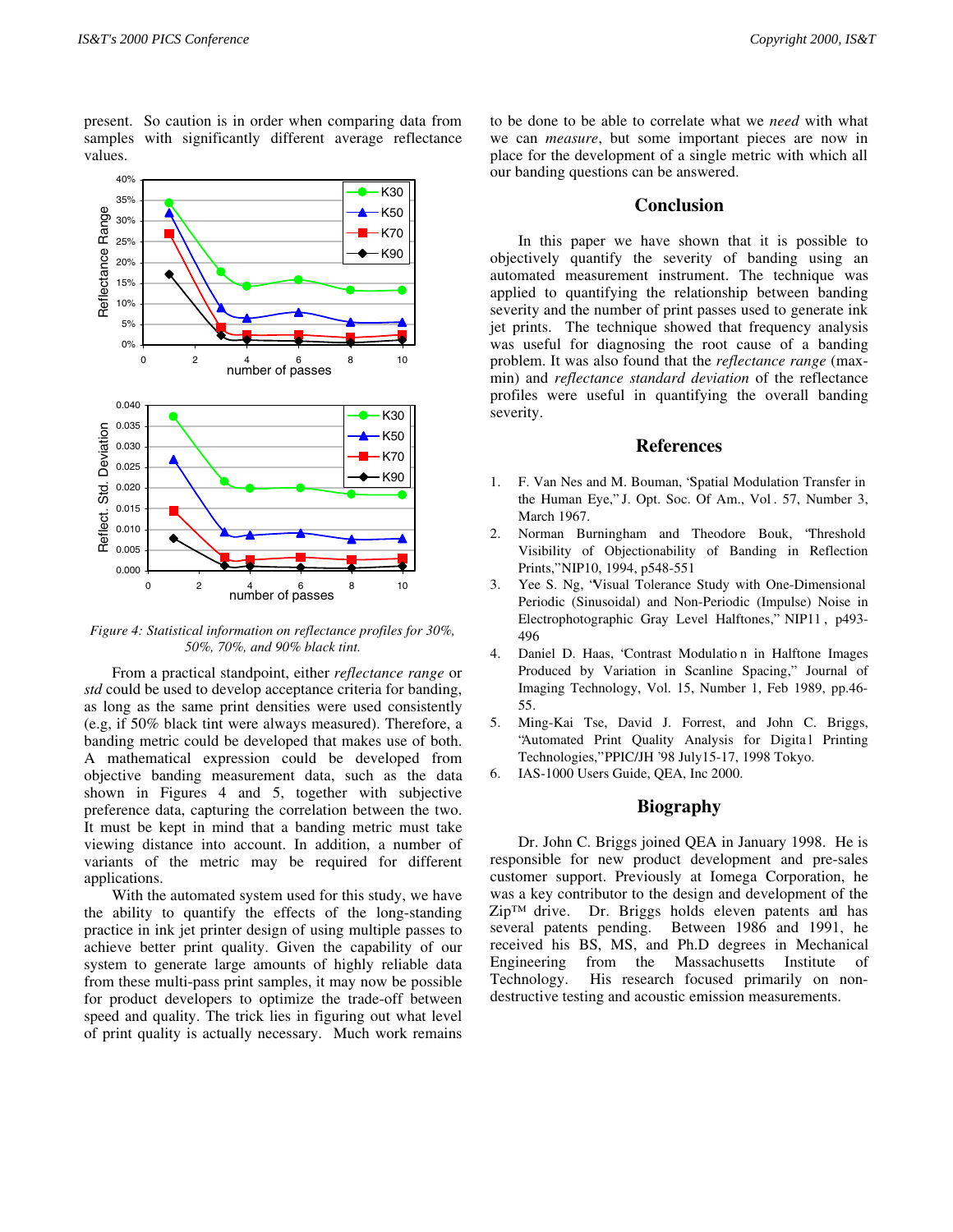present. So caution is in order when comparing data from samples with significantly different average reflectance values.

Reflectance Range

40%
35%
30%
25%
20%
15%
10%
5%
0%

0 2 4 6 8 10

number of passes

K30
K50
K70
K90

Reflect. Std. Deviation

0.040
0.035
0.030
0.025
0.020
0.015
0.010
0.005
0.000

0 2 4 6 8 10

number of passes

K30
K50
K70
K90

*Figure 4: Statistical information on reflectance profiles for 30%, 50%, 70%, and 90% black tint.*

From a practical standpoint, either *reflectance range* or *std* could be used to develop acceptance criteria for banding, as long as the same print densities were used consistently (e.g, if 50% black tint were always measured). Therefore, a banding metric could be developed that makes use of both. A mathematical expression could be developed from objective banding measurement data, such as the data shown in Figures 4 and 5, together with subjective preference data, capturing the correlation between the two. It must be kept in mind that a banding metric must take viewing distance into account. In addition, a number of variants of the metric may be required for different applications.

With the automated system used for this study, we have the ability to quantify the effects of the long-standing practice in ink jet printer design of using multiple passes to achieve better print quality. Given the capability of our system to generate large amounts of highly reliable data from these multi-pass print samples, it may now be possible for product developers to optimize the trade-off between speed and quality. The trick lies in figuring out what level of print quality is actually necessary. Much work remains to be done to be able to correlate what we *need* with what we can *measure*, but some important pieces are now in place for the development of a single metric with which all our banding questions can be answered.

## Conclusion

In this paper we have shown that it is possible to objectively quantify the severity of banding using an automated measurement instrument. The technique was applied to quantifying the relationship between banding severity and the number of print passes used to generate ink jet prints. The technique showed that frequency analysis was useful for diagnosing the root cause of a banding problem. It was also found that the *reflectance range* (max-min) and *reflectance standard deviation* of the reflectance profiles were useful in quantifying the overall banding severity.

## References

1. F. Van Nes and M. Bouman, "Spatial Modulation Transfer in the Human Eye," J. Opt. Soc. Of Am., Vol. 57, Number 3, March 1967.
2. Norman Burningham and Theodore Bouk, "Threshold Visibility of Objectionability of Banding in Reflection Prints," NIP10, 1994, p548-551
3. Yee S. Ng, "Visual Tolerance Study with One-Dimensional Periodic (Sinusoidal) and Non-Periodic (Impulse) Noise in Electrophotographic Gray Level Halftones," NIP11, p493-496
4. Daniel D. Haas, "Contrast Modulation in Halftone Images Produced by Variation in Scanline Spacing," Journal of Imaging Technology, Vol. 15, Number 1, Feb 1989, pp.46-55.
5. Ming-Kai Tse, David J. Forrest, and John C. Briggs, "Automated Print Quality Analysis for Digital Printing Technologies," PPIC/JH '98 July15-17, 1998 Tokyo.
6. IAS-1000 Users Guide, QEA, Inc 2000.

## Biography

Dr. John C. Briggs joined QEA in January 1998. He is responsible for new product development and pre-sales customer support. Previously at Iomega Corporation, he was a key contributor to the design and development of the Zip™ drive. Dr. Briggs holds eleven patents and has several patents pending. Between 1986 and 1991, he received his BS, MS, and Ph.D degrees in Mechanical Engineering from the Massachusetts Institute of Technology. His research focused primarily on non-destructive testing and acoustic emission measurements.